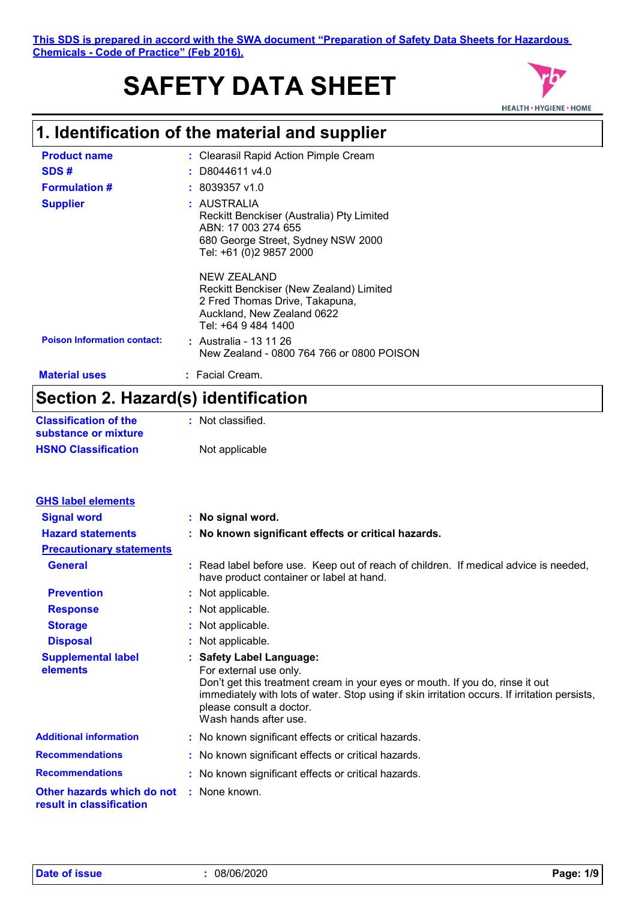This SDS is prepared in accord with the SWA document "Preparation of Safety Data Sheets for Hazardous Chemicals - Code of Practice" (Feb 2016).

# SAFETY DATA SHEET

## 1. Identification of the material and supplier

**Product name** : Clearasil Rapid Action Pimple Cream

**SDS #** : D8044611 v4.0

**Formulation #** : 8039357 v1.0

**Supplier** : AUSTRALIA
Reckitt Benckiser (Australia) Pty Limited
ABN: 17 003 274 655
680 George Street, Sydney NSW 2000
Tel: +61 (0)2 9857 2000

NEW ZEALAND
Reckitt Benckiser (New Zealand) Limited
2 Fred Thomas Drive, Takapuna,
Auckland, New Zealand 0622
Tel: +64 9 484 1400

**Poison Information contact:** : Australia - 13 11 26
New Zealand - 0800 764 766 or 0800 POISON

**Material uses** : Facial Cream.

## Section 2. Hazard(s) identification

**Classification of the substance or mixture** : Not classified.

**HSNO Classification** Not applicable

**GHS label elements**

**Signal word** : **No signal word.**

**Hazard statements** : **No known significant effects or critical hazards.**

**Precautionary statements**

**General** : Read label before use. Keep out of reach of children. If medical advice is needed, have product container or label at hand.

**Prevention** : Not applicable.

**Response** : Not applicable.

**Storage** : Not applicable.

**Disposal** : Not applicable.

**Supplemental label elements** : **Safety Label Language:**
For external use only.
Don't get this treatment cream in your eyes or mouth. If you do, rinse it out immediately with lots of water. Stop using if skin irritation occurs. If irritation persists, please consult a doctor.
Wash hands after use.

**Additional information** : No known significant effects or critical hazards.

**Recommendations** : No known significant effects or critical hazards.

**Recommendations** : No known significant effects or critical hazards.

**Other hazards which do not result in classification** : None known.

**Date of issue** : 08/06/2020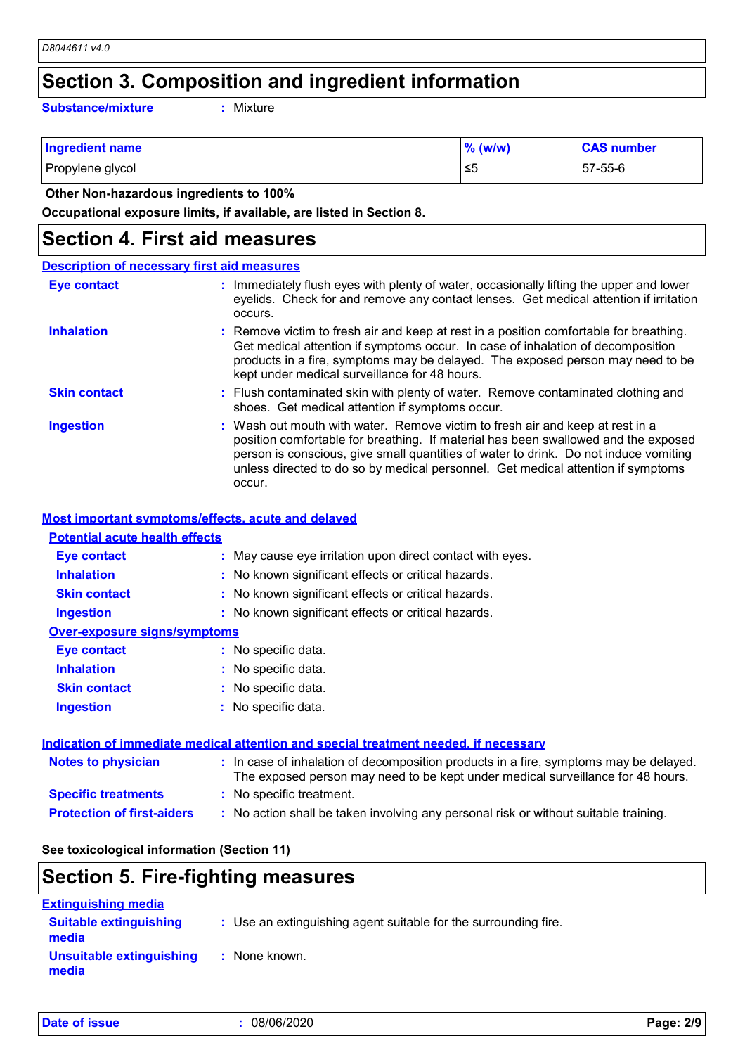## Section 3. Composition and ingredient information

**Substance/mixture** : Mixture

| Ingredient name | % (w/w) | CAS number |
|---|---|---|
| Propylene glycol | ≤5 | 57-55-6 |

**Other Non-hazardous ingredients to 100%**

**Occupational exposure limits, if available, are listed in Section 8.**

## Section 4. First aid measures

**Description of necessary first aid measures**

**Eye contact** : Immediately flush eyes with plenty of water, occasionally lifting the upper and lower eyelids. Check for and remove any contact lenses. Get medical attention if irritation occurs.

**Inhalation** : Remove victim to fresh air and keep at rest in a position comfortable for breathing. Get medical attention if symptoms occur. In case of inhalation of decomposition products in a fire, symptoms may be delayed. The exposed person may need to be kept under medical surveillance for 48 hours.

**Skin contact** : Flush contaminated skin with plenty of water. Remove contaminated clothing and shoes. Get medical attention if symptoms occur.

**Ingestion** : Wash out mouth with water. Remove victim to fresh air and keep at rest in a position comfortable for breathing. If material has been swallowed and the exposed person is conscious, give small quantities of water to drink. Do not induce vomiting unless directed to do so by medical personnel. Get medical attention if symptoms occur.

**Most important symptoms/effects, acute and delayed**

**Potential acute health effects**

**Eye contact** : May cause eye irritation upon direct contact with eyes.

**Inhalation** : No known significant effects or critical hazards.

**Skin contact** : No known significant effects or critical hazards.

**Ingestion** : No known significant effects or critical hazards.

**Over-exposure signs/symptoms**

**Eye contact** : No specific data.

**Inhalation** : No specific data.

**Skin contact** : No specific data.

**Ingestion** : No specific data.

**Indication of immediate medical attention and special treatment needed, if necessary**

**Notes to physician** : In case of inhalation of decomposition products in a fire, symptoms may be delayed. The exposed person may need to be kept under medical surveillance for 48 hours.

**Specific treatments** : No specific treatment.

**Protection of first-aiders** : No action shall be taken involving any personal risk or without suitable training.

**See toxicological information (Section 11)**

## Section 5. Fire-fighting measures

**Extinguishing media**

**Suitable extinguishing media** : Use an extinguishing agent suitable for the surrounding fire.

**Unsuitable extinguishing media** : None known.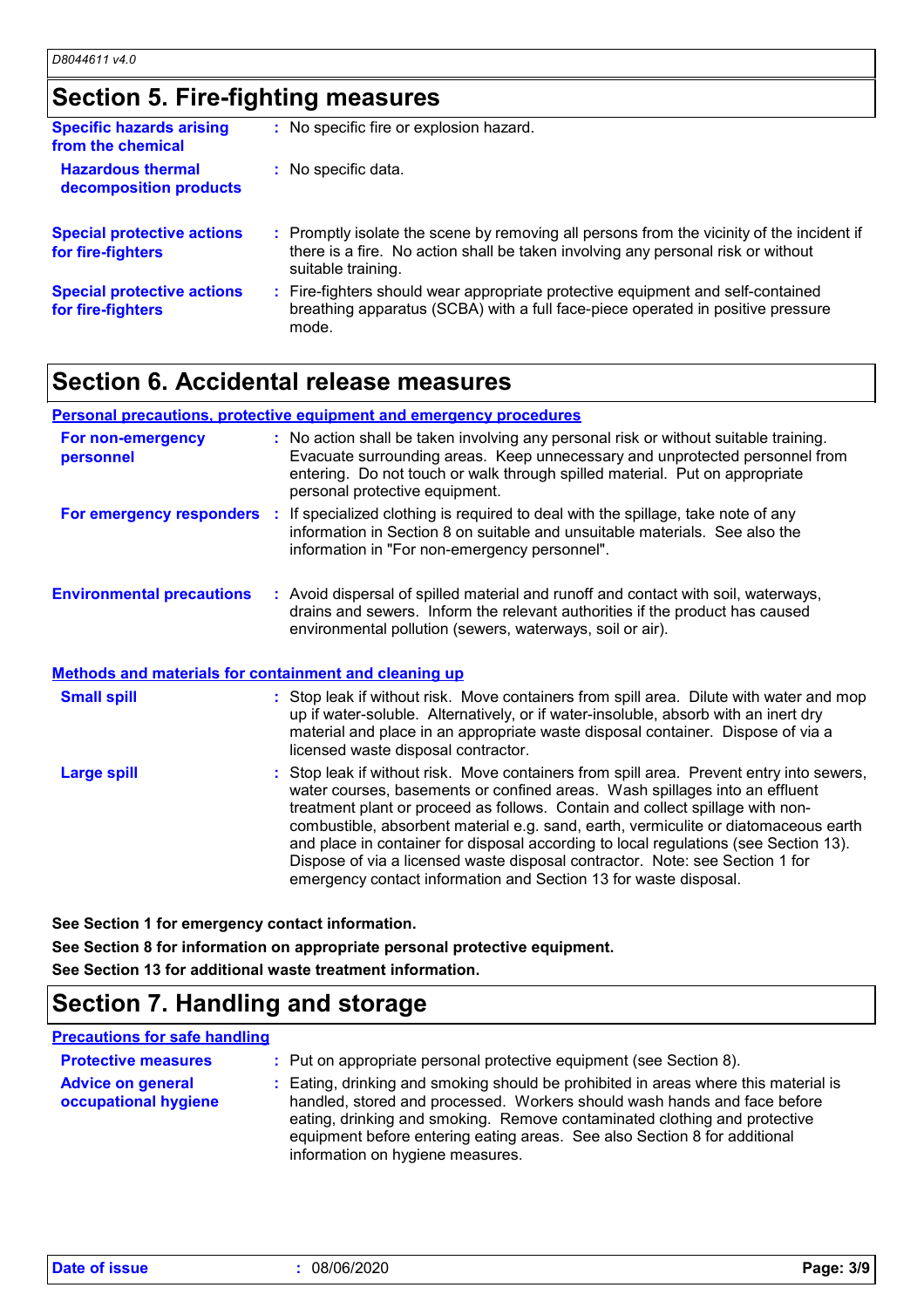## Section 5. Fire-fighting measures

**Specific hazards arising from the chemical** : No specific fire or explosion hazard.

**Hazardous thermal decomposition products** : No specific data.

**Special protective actions for fire-fighters** : Promptly isolate the scene by removing all persons from the vicinity of the incident if there is a fire. No action shall be taken involving any personal risk or without suitable training.

**Special protective actions for fire-fighters** : Fire-fighters should wear appropriate protective equipment and self-contained breathing apparatus (SCBA) with a full face-piece operated in positive pressure mode.

## Section 6. Accidental release measures

### Personal precautions, protective equipment and emergency procedures

**For non-emergency personnel** : No action shall be taken involving any personal risk or without suitable training. Evacuate surrounding areas. Keep unnecessary and unprotected personnel from entering. Do not touch or walk through spilled material. Put on appropriate personal protective equipment.

**For emergency responders** : If specialized clothing is required to deal with the spillage, take note of any information in Section 8 on suitable and unsuitable materials. See also the information in "For non-emergency personnel".

**Environmental precautions** : Avoid dispersal of spilled material and runoff and contact with soil, waterways, drains and sewers. Inform the relevant authorities if the product has caused environmental pollution (sewers, waterways, soil or air).

### Methods and materials for containment and cleaning up

**Small spill** : Stop leak if without risk. Move containers from spill area. Dilute with water and mop up if water-soluble. Alternatively, or if water-insoluble, absorb with an inert dry material and place in an appropriate waste disposal container. Dispose of via a licensed waste disposal contractor.

**Large spill** : Stop leak if without risk. Move containers from spill area. Prevent entry into sewers, water courses, basements or confined areas. Wash spillages into an effluent treatment plant or proceed as follows. Contain and collect spillage with non-combustible, absorbent material e.g. sand, earth, vermiculite or diatomaceous earth and place in container for disposal according to local regulations (see Section 13). Dispose of via a licensed waste disposal contractor. Note: see Section 1 for emergency contact information and Section 13 for waste disposal.

**See Section 1 for emergency contact information.**

**See Section 8 for information on appropriate personal protective equipment.**

**See Section 13 for additional waste treatment information.**

## Section 7. Handling and storage

### Precautions for safe handling

**Protective measures** : Put on appropriate personal protective equipment (see Section 8).

**Advice on general occupational hygiene** : Eating, drinking and smoking should be prohibited in areas where this material is handled, stored and processed. Workers should wash hands and face before eating, drinking and smoking. Remove contaminated clothing and protective equipment before entering eating areas. See also Section 8 for additional information on hygiene measures.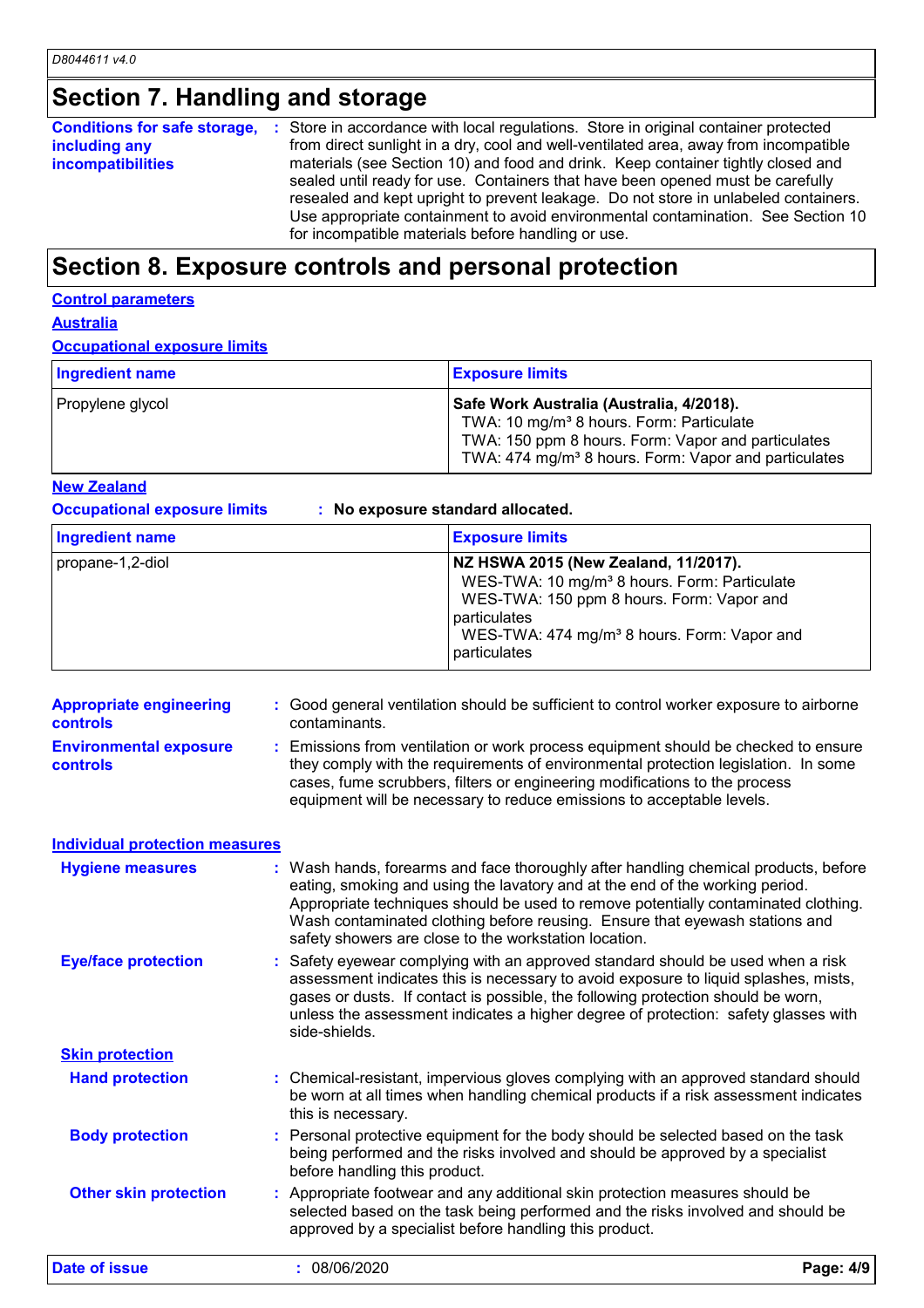## Section 7. Handling and storage

**Conditions for safe storage, including any incompatibilities** : Store in accordance with local regulations. Store in original container protected from direct sunlight in a dry, cool and well-ventilated area, away from incompatible materials (see Section 10) and food and drink. Keep container tightly closed and sealed until ready for use. Containers that have been opened must be carefully resealed and kept upright to prevent leakage. Do not store in unlabeled containers. Use appropriate containment to avoid environmental contamination. See Section 10 for incompatible materials before handling or use.

## Section 8. Exposure controls and personal protection

### Control parameters

#### Australia

**Occupational exposure limits**

| Ingredient name | Exposure limits |
|---|---|
| Propylene glycol | **Safe Work Australia (Australia, 4/2018).**<br>TWA: 10 mg/m³ 8 hours. Form: Particulate<br>TWA: 150 ppm 8 hours. Form: Vapor and particulates<br>TWA: 474 mg/m³ 8 hours. Form: Vapor and particulates |

#### New Zealand

**Occupational exposure limits** : **No exposure standard allocated.**

| Ingredient name | Exposure limits |
|---|---|
| propane-1,2-diol | **NZ HSWA 2015 (New Zealand, 11/2017).**<br>WES-TWA: 10 mg/m³ 8 hours. Form: Particulate<br>WES-TWA: 150 ppm 8 hours. Form: Vapor and particulates<br>WES-TWA: 474 mg/m³ 8 hours. Form: Vapor and particulates |

**Appropriate engineering controls** : Good general ventilation should be sufficient to control worker exposure to airborne contaminants.

**Environmental exposure controls** : Emissions from ventilation or work process equipment should be checked to ensure they comply with the requirements of environmental protection legislation. In some cases, fume scrubbers, filters or engineering modifications to the process equipment will be necessary to reduce emissions to acceptable levels.

### Individual protection measures

**Hygiene measures** : Wash hands, forearms and face thoroughly after handling chemical products, before eating, smoking and using the lavatory and at the end of the working period. Appropriate techniques should be used to remove potentially contaminated clothing. Wash contaminated clothing before reusing. Ensure that eyewash stations and safety showers are close to the workstation location.

**Eye/face protection** : Safety eyewear complying with an approved standard should be used when a risk assessment indicates this is necessary to avoid exposure to liquid splashes, mists, gases or dusts. If contact is possible, the following protection should be worn, unless the assessment indicates a higher degree of protection: safety glasses with side-shields.

#### Skin protection

**Hand protection** : Chemical-resistant, impervious gloves complying with an approved standard should be worn at all times when handling chemical products if a risk assessment indicates this is necessary.

**Body protection** : Personal protective equipment for the body should be selected based on the task being performed and the risks involved and should be approved by a specialist before handling this product.

**Other skin protection** : Appropriate footwear and any additional skin protection measures should be selected based on the task being performed and the risks involved and should be approved by a specialist before handling this product.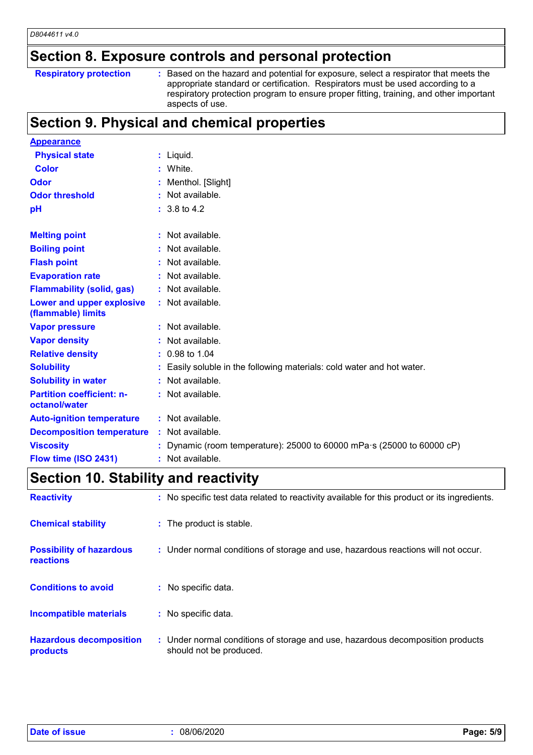## Section 8. Exposure controls and personal protection

| | |
|---|---|
| **Respiratory protection** | Based on the hazard and potential for exposure, select a respirator that meets the appropriate standard or certification. Respirators must be used according to a respiratory protection program to ensure proper fitting, training, and other important aspects of use. |

## Section 9. Physical and chemical properties

**Appearance**

| | |
|---|---|
| **Physical state** | Liquid. |
| **Color** | White. |
| **Odor** | Menthol. [Slight] |
| **Odor threshold** | Not available. |
| **pH** | 3.8 to 4.2 |
| **Melting point** | Not available. |
| **Boiling point** | Not available. |
| **Flash point** | Not available. |
| **Evaporation rate** | Not available. |
| **Flammability (solid, gas)** | Not available. |
| **Lower and upper explosive (flammable) limits** | Not available. |
| **Vapor pressure** | Not available. |
| **Vapor density** | Not available. |
| **Relative density** | 0.98 to 1.04 |
| **Solubility** | Easily soluble in the following materials: cold water and hot water. |
| **Solubility in water** | Not available. |
| **Partition coefficient: n-octanol/water** | Not available. |
| **Auto-ignition temperature** | Not available. |
| **Decomposition temperature** | Not available. |
| **Viscosity** | Dynamic (room temperature): 25000 to 60000 mPa·s (25000 to 60000 cP) |
| **Flow time (ISO 2431)** | Not available. |

## Section 10. Stability and reactivity

| | |
|---|---|
| **Reactivity** | No specific test data related to reactivity available for this product or its ingredients. |
| **Chemical stability** | The product is stable. |
| **Possibility of hazardous reactions** | Under normal conditions of storage and use, hazardous reactions will not occur. |
| **Conditions to avoid** | No specific data. |
| **Incompatible materials** | No specific data. |
| **Hazardous decomposition products** | Under normal conditions of storage and use, hazardous decomposition products should not be produced. |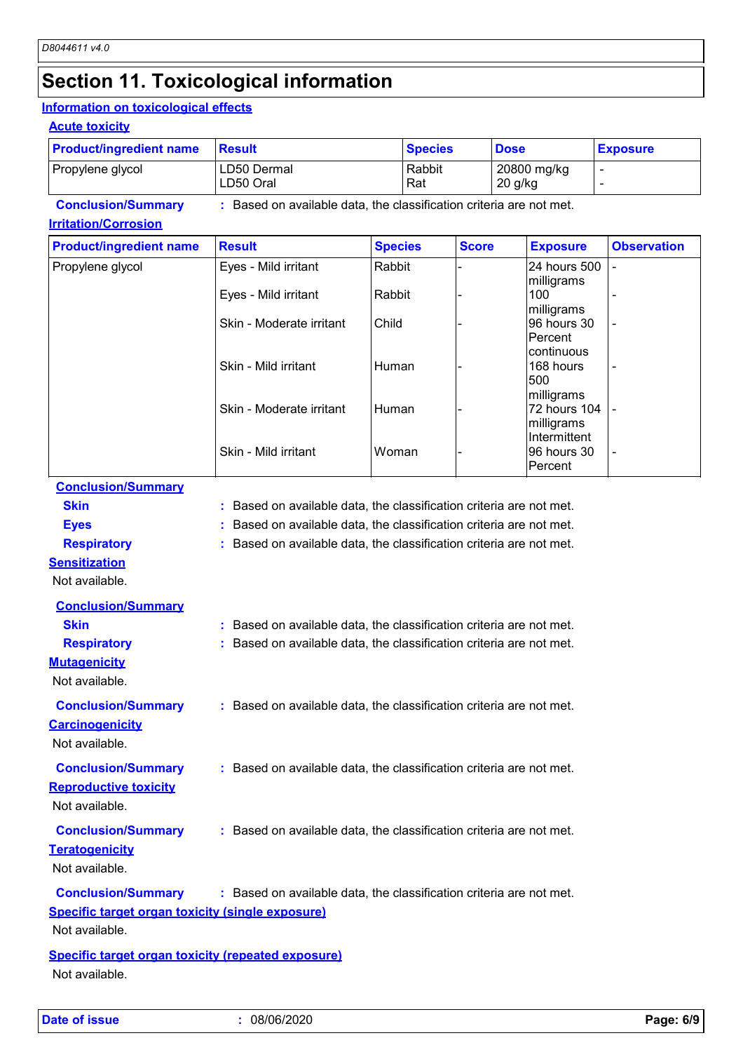# Section 11. Toxicological information

## Information on toxicological effects

### Acute toxicity

| Product/ingredient name | Result | Species | Dose | Exposure |
|---|---|---|---|---|
| Propylene glycol | LD50 Dermal<br>LD50 Oral | Rabbit<br>Rat | 20800 mg/kg<br>20 g/kg | -<br>- |

**Conclusion/Summary** : Based on available data, the classification criteria are not met.

### Irritation/Corrosion

| Product/ingredient name | Result | Species | Score | Exposure | Observation |
|---|---|---|---|---|---|
| Propylene glycol | Eyes - Mild irritant | Rabbit | - | 24 hours 500 milligrams | - |
| | Eyes - Mild irritant | Rabbit | - | 100 milligrams | - |
| | Skin - Moderate irritant | Child | - | 96 hours 30 Percent continuous | - |
| | Skin - Mild irritant | Human | - | 168 hours 500 milligrams | - |
| | Skin - Moderate irritant | Human | - | 72 hours 104 milligrams Intermittent | - |
| | Skin - Mild irritant | Woman | - | 96 hours 30 Percent | - |

**Conclusion/Summary**

**Skin** : Based on available data, the classification criteria are not met.

**Eyes** : Based on available data, the classification criteria are not met.

**Respiratory** : Based on available data, the classification criteria are not met.

### Sensitization

Not available.

**Conclusion/Summary**

**Skin** : Based on available data, the classification criteria are not met.

**Respiratory** : Based on available data, the classification criteria are not met.

### Mutagenicity

Not available.

**Conclusion/Summary** : Based on available data, the classification criteria are not met.

### Carcinogenicity

Not available.

**Conclusion/Summary** : Based on available data, the classification criteria are not met.

### Reproductive toxicity

Not available.

**Conclusion/Summary** : Based on available data, the classification criteria are not met.

### Teratogenicity

Not available.

**Conclusion/Summary** : Based on available data, the classification criteria are not met.

### Specific target organ toxicity (single exposure)

Not available.

### Specific target organ toxicity (repeated exposure)

Not available.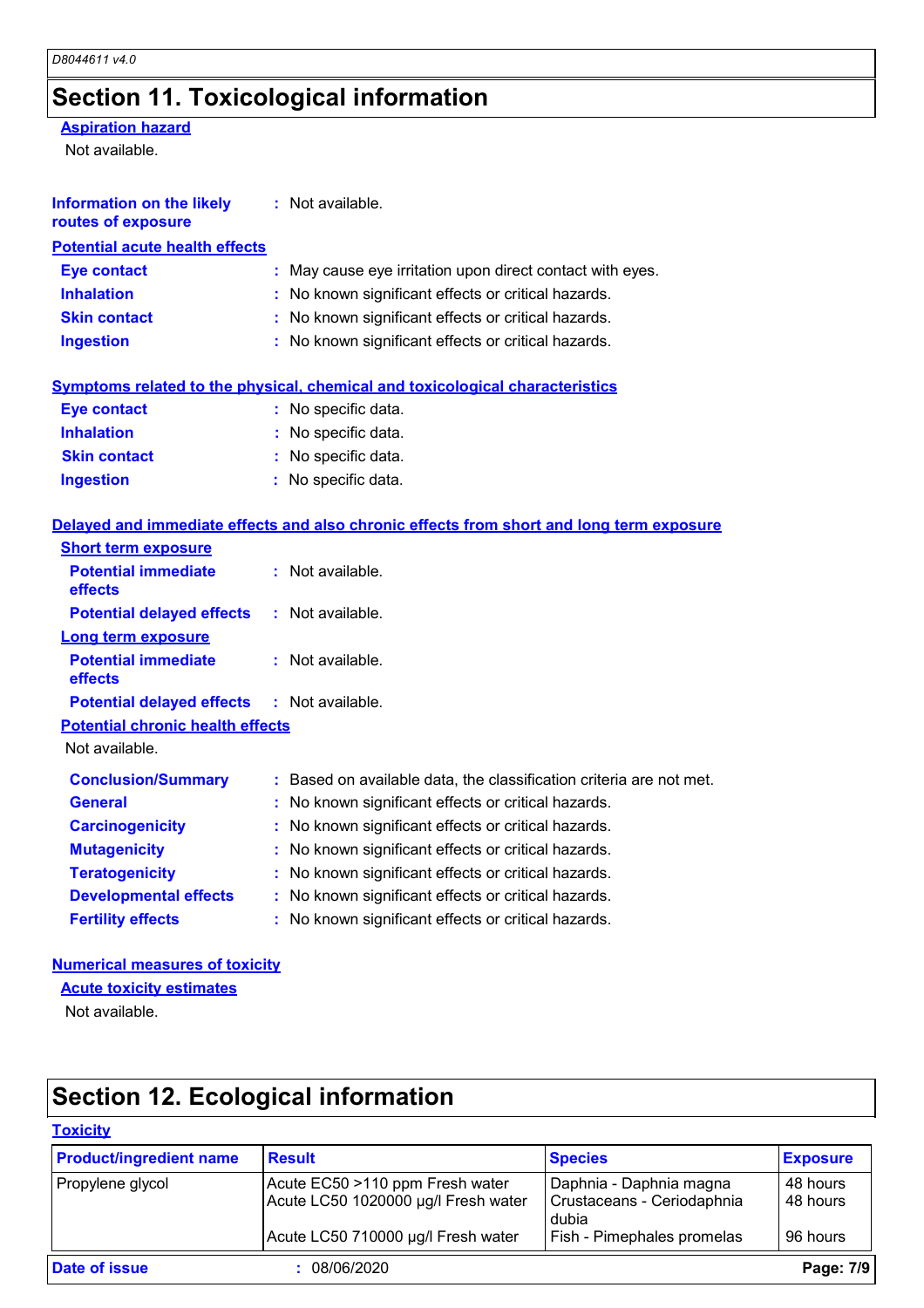# Section 11. Toxicological information

**Aspiration hazard**

Not available.

**Information on the likely routes of exposure** : Not available.

**Potential acute health effects**

**Eye contact** : May cause eye irritation upon direct contact with eyes.
**Inhalation** : No known significant effects or critical hazards.
**Skin contact** : No known significant effects or critical hazards.
**Ingestion** : No known significant effects or critical hazards.

**Symptoms related to the physical, chemical and toxicological characteristics**

**Eye contact** : No specific data.
**Inhalation** : No specific data.
**Skin contact** : No specific data.
**Ingestion** : No specific data.

**Delayed and immediate effects and also chronic effects from short and long term exposure**

**Short term exposure**

**Potential immediate effects** : Not available.
**Potential delayed effects** : Not available.

**Long term exposure**

**Potential immediate effects** : Not available.
**Potential delayed effects** : Not available.

**Potential chronic health effects**

Not available.

**Conclusion/Summary** : Based on available data, the classification criteria are not met.
**General** : No known significant effects or critical hazards.
**Carcinogenicity** : No known significant effects or critical hazards.
**Mutagenicity** : No known significant effects or critical hazards.
**Teratogenicity** : No known significant effects or critical hazards.
**Developmental effects** : No known significant effects or critical hazards.
**Fertility effects** : No known significant effects or critical hazards.

**Numerical measures of toxicity**

**Acute toxicity estimates**

Not available.

# Section 12. Ecological information

**Toxicity**

| Product/ingredient name | Result | Species | Exposure |
|---|---|---|---|
| Propylene glycol | Acute EC50 >110 ppm Fresh water | Daphnia - Daphnia magna | 48 hours |
| | Acute LC50 1020000 µg/l Fresh water | Crustaceans - Ceriodaphnia dubia | 48 hours |
| | Acute LC50 710000 µg/l Fresh water | Fish - Pimephales promelas | 96 hours |

**Date of issue** : 08/06/2020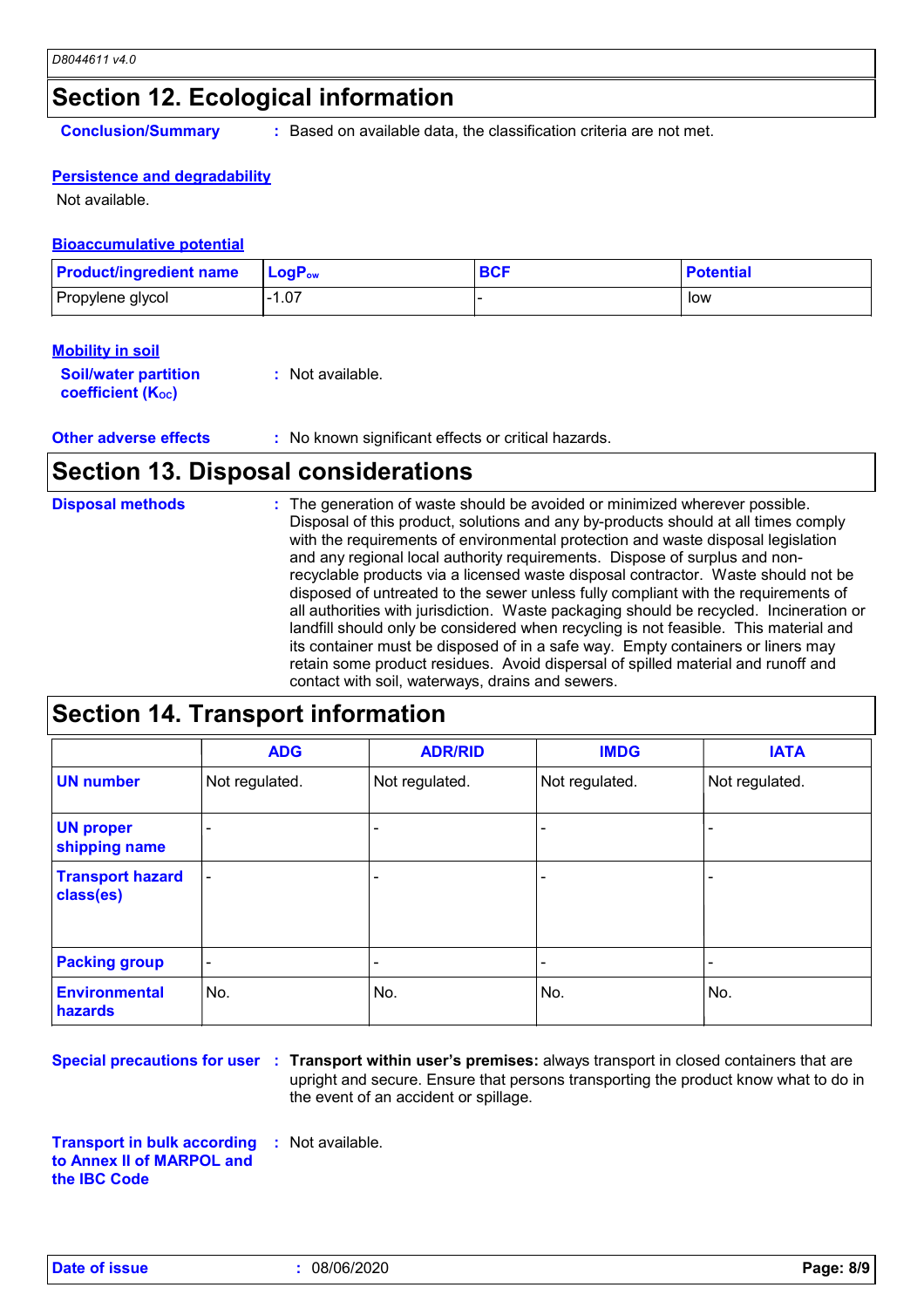## Section 12. Ecological information

**Conclusion/Summary** : Based on available data, the classification criteria are not met.

### Persistence and degradability

Not available.

### Bioaccumulative potential

| Product/ingredient name | $LogP_{ow}$ | BCF | Potential |
|---|---|---|---|
| Propylene glycol | -1.07 | - | low |

### Mobility in soil

**Soil/water partition coefficient ($K_{OC}$)** : Not available.

**Other adverse effects** : No known significant effects or critical hazards.

## Section 13. Disposal considerations

**Disposal methods** : The generation of waste should be avoided or minimized wherever possible. Disposal of this product, solutions and any by-products should at all times comply with the requirements of environmental protection and waste disposal legislation and any regional local authority requirements. Dispose of surplus and non-recyclable products via a licensed waste disposal contractor. Waste should not be disposed of untreated to the sewer unless fully compliant with the requirements of all authorities with jurisdiction. Waste packaging should be recycled. Incineration or landfill should only be considered when recycling is not feasible. This material and its container must be disposed of in a safe way. Empty containers or liners may retain some product residues. Avoid dispersal of spilled material and runoff and contact with soil, waterways, drains and sewers.

## Section 14. Transport information

| | ADG | ADR/RID | IMDG | IATA |
|---|---|---|---|---|
| UN number | Not regulated. | Not regulated. | Not regulated. | Not regulated. |
| UN proper shipping name | - | - | - | - |
| Transport hazard class(es) | - | - | - | - |
| Packing group | - | - | - | - |
| Environmental hazards | No. | No. | No. | No. |

**Special precautions for user** : **Transport within user's premises:** always transport in closed containers that are upright and secure. Ensure that persons transporting the product know what to do in the event of an accident or spillage.

**Transport in bulk according to Annex II of MARPOL and the IBC Code** : Not available.

**Date of issue** : 08/06/2020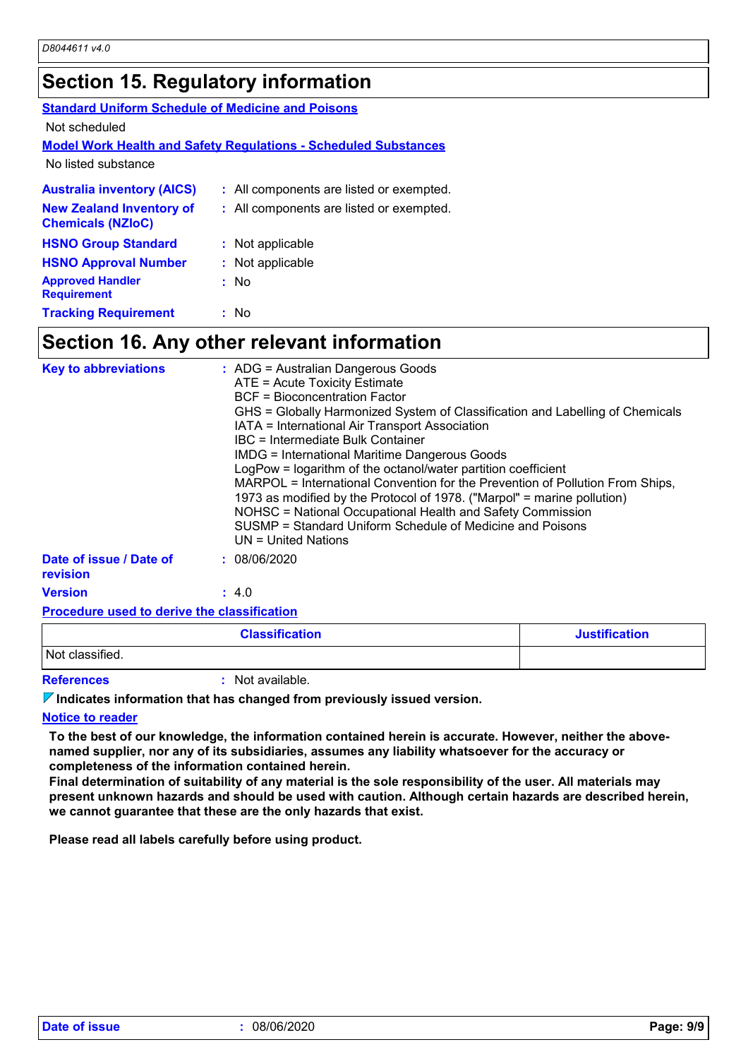# Section 15. Regulatory information

**Standard Uniform Schedule of Medicine and Poisons**

Not scheduled

**Model Work Health and Safety Regulations - Scheduled Substances**

No listed substance

**Australia inventory (AICS)** : All components are listed or exempted.

**New Zealand Inventory of Chemicals (NZIoC)** : All components are listed or exempted.

**HSNO Group Standard** : Not applicable

**HSNO Approval Number** : Not applicable

**Approved Handler Requirement** : No

**Tracking Requirement** : No

# Section 16. Any other relevant information

**Key to abbreviations** :
ADG = Australian Dangerous Goods
ATE = Acute Toxicity Estimate
BCF = Bioconcentration Factor
GHS = Globally Harmonized System of Classification and Labelling of Chemicals
IATA = International Air Transport Association
IBC = Intermediate Bulk Container
IMDG = International Maritime Dangerous Goods
LogPow = logarithm of the octanol/water partition coefficient
MARPOL = International Convention for the Prevention of Pollution From Ships, 1973 as modified by the Protocol of 1978. ("Marpol" = marine pollution)
NOHSC = National Occupational Health and Safety Commission
SUSMP = Standard Uniform Schedule of Medicine and Poisons
UN = United Nations

**Date of issue / Date of revision** : 08/06/2020

**Version** : 4.0

**Procedure used to derive the classification**

| Classification | Justification |
|---|---|
| Not classified. | |

**References** : Not available.

**Indicates information that has changed from previously issued version.**

**Notice to reader**

**To the best of our knowledge, the information contained herein is accurate. However, neither the above-named supplier, nor any of its subsidiaries, assumes any liability whatsoever for the accuracy or completeness of the information contained herein.**
**Final determination of suitability of any material is the sole responsibility of the user. All materials may present unknown hazards and should be used with caution. Although certain hazards are described herein, we cannot guarantee that these are the only hazards that exist.**

**Please read all labels carefully before using product.**